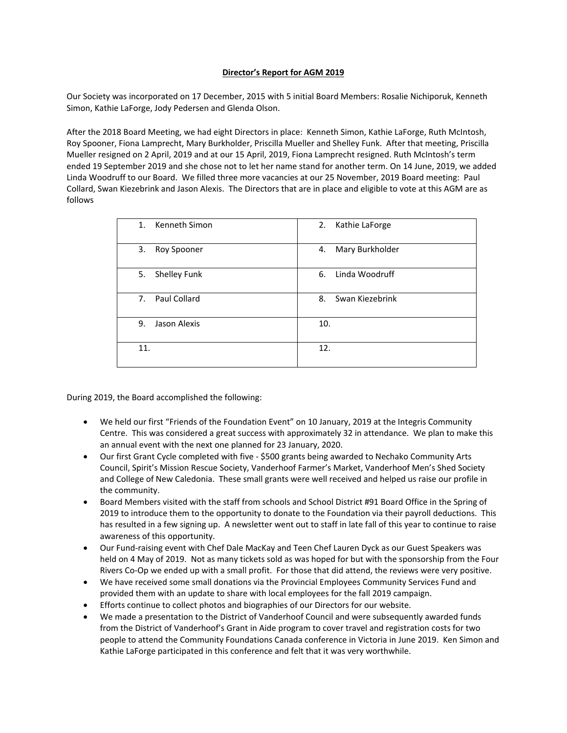**Director's Report for AGM 2019**

Our Society was incorporated on 17 December, 2015 with 5 initial Board Members: Rosalie Nichiporuk, Kenneth Simon, Kathie LaForge, Jody Pedersen and Glenda Olson.

After the 2018 Board Meeting, we had eight Directors in place: Kenneth Simon, Kathie LaForge, Ruth McIntosh, Roy Spooner, Fiona Lamprecht, Mary Burkholder, Priscilla Mueller and Shelley Funk. After that meeting, Priscilla Mueller resigned on 2 April, 2019 and at our 15 April, 2019, Fiona Lamprecht resigned. Ruth McIntosh's term ended 19 September 2019 and she chose not to let her name stand for another term. On 14 June, 2019, we added Linda Woodruff to our Board. We filled three more vacancies at our 25 November, 2019 Board meeting: Paul Collard, Swan Kiezebrink and Jason Alexis. The Directors that are in place and eligible to vote at this AGM are as follows

| | |
|---|---|
| 1. Kenneth Simon | 2. Kathie LaForge |
| 3. Roy Spooner | 4. Mary Burkholder |
| 5. Shelley Funk | 6. Linda Woodruff |
| 7. Paul Collard | 8. Swan Kiezebrink |
| 9. Jason Alexis | 10. |
| 11. | 12. |

During 2019, the Board accomplished the following:

- We held our first "Friends of the Foundation Event" on 10 January, 2019 at the Integris Community Centre. This was considered a great success with approximately 32 in attendance. We plan to make this an annual event with the next one planned for 23 January, 2020.
- Our first Grant Cycle completed with five - $500 grants being awarded to Nechako Community Arts Council, Spirit's Mission Rescue Society, Vanderhoof Farmer's Market, Vanderhoof Men's Shed Society and College of New Caledonia. These small grants were well received and helped us raise our profile in the community.
- Board Members visited with the staff from schools and School District #91 Board Office in the Spring of 2019 to introduce them to the opportunity to donate to the Foundation via their payroll deductions. This has resulted in a few signing up. A newsletter went out to staff in late fall of this year to continue to raise awareness of this opportunity.
- Our Fund-raising event with Chef Dale MacKay and Teen Chef Lauren Dyck as our Guest Speakers was held on 4 May of 2019. Not as many tickets sold as was hoped for but with the sponsorship from the Four Rivers Co-Op we ended up with a small profit. For those that did attend, the reviews were very positive.
- We have received some small donations via the Provincial Employees Community Services Fund and provided them with an update to share with local employees for the fall 2019 campaign.
- Efforts continue to collect photos and biographies of our Directors for our website.
- We made a presentation to the District of Vanderhoof Council and were subsequently awarded funds from the District of Vanderhoof's Grant in Aide program to cover travel and registration costs for two people to attend the Community Foundations Canada conference in Victoria in June 2019. Ken Simon and Kathie LaForge participated in this conference and felt that it was very worthwhile.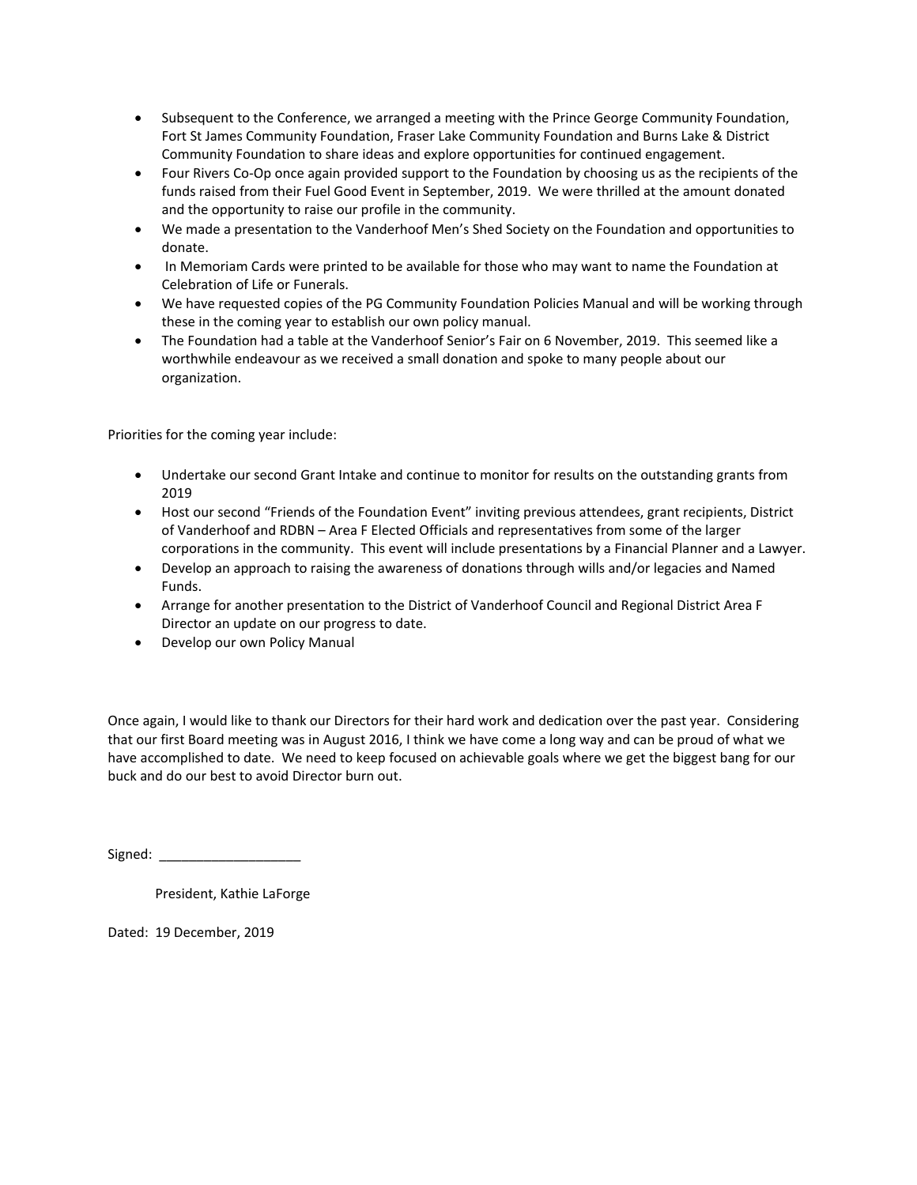- Subsequent to the Conference, we arranged a meeting with the Prince George Community Foundation, Fort St James Community Foundation, Fraser Lake Community Foundation and Burns Lake & District Community Foundation to share ideas and explore opportunities for continued engagement.
- Four Rivers Co-Op once again provided support to the Foundation by choosing us as the recipients of the funds raised from their Fuel Good Event in September, 2019. We were thrilled at the amount donated and the opportunity to raise our profile in the community.
- We made a presentation to the Vanderhoof Men's Shed Society on the Foundation and opportunities to donate.
- In Memoriam Cards were printed to be available for those who may want to name the Foundation at Celebration of Life or Funerals.
- We have requested copies of the PG Community Foundation Policies Manual and will be working through these in the coming year to establish our own policy manual.
- The Foundation had a table at the Vanderhoof Senior's Fair on 6 November, 2019. This seemed like a worthwhile endeavour as we received a small donation and spoke to many people about our organization.

Priorities for the coming year include:

- Undertake our second Grant Intake and continue to monitor for results on the outstanding grants from 2019
- Host our second "Friends of the Foundation Event" inviting previous attendees, grant recipients, District of Vanderhoof and RDBN – Area F Elected Officials and representatives from some of the larger corporations in the community. This event will include presentations by a Financial Planner and a Lawyer.
- Develop an approach to raising the awareness of donations through wills and/or legacies and Named Funds.
- Arrange for another presentation to the District of Vanderhoof Council and Regional District Area F Director an update on our progress to date.
- Develop our own Policy Manual

Once again, I would like to thank our Directors for their hard work and dedication over the past year. Considering that our first Board meeting was in August 2016, I think we have come a long way and can be proud of what we have accomplished to date. We need to keep focused on achievable goals where we get the biggest bang for our buck and do our best to avoid Director burn out.

Signed: ___________________

President, Kathie LaForge

Dated: 19 December, 2019